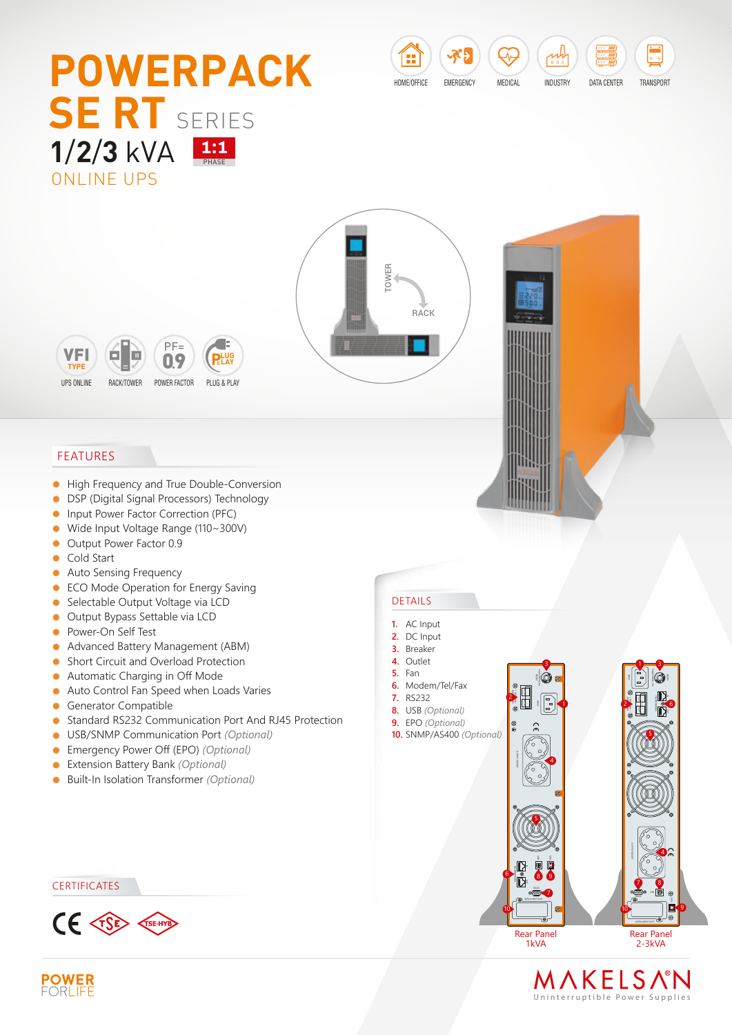# POWERPACK SE RT SERIES

## 1/2/3 kVA

1:1 PHASE

ONLINE UPS

HOME/OFFICE | EMERGENCY | MEDICAL | INDUSTRY | DATA CENTER | TRANSPORT

TOWER RACK

VFI TYPE UPS ONLINE | RACK/TOWER | PF=0.9 POWER FACTOR | PLUG & PLAY

## FEATURES

- High Frequency and True Double-Conversion
- DSP (Digital Signal Processors) Technology
- Input Power Factor Correction (PFC)
- Wide Input Voltage Range (110~300V)
- Output Power Factor 0.9
- Cold Start
- Auto Sensing Frequency
- ECO Mode Operation for Energy Saving
- Selectable Output Voltage via LCD
- Output Bypass Settable via LCD
- Power-On Self Test
- Advanced Battery Management (ABM)
- Short Circuit and Overload Protection
- Automatic Charging in Off Mode
- Auto Control Fan Speed when Loads Varies
- Generator Compatible
- Standard RS232 Communication Port And RJ45 Protection
- USB/SNMP Communication Port *(Optional)*
- Emergency Power Off (EPO) *(Optional)*
- Extension Battery Bank *(Optional)*
- Built-In Isolation Transformer *(Optional)*

## DETAILS

1. AC Input
2. DC Input
3. Breaker
4. Outlet
5. Fan
6. Modem/Tel/Fax
7. RS232
8. USB *(Optional)*
9. EPO *(Optional)*
10. SNMP/AS400 *(Optional)*

Rear Panel 1kVA

Rear Panel 2-3kVA

## CERTIFICATES

CE TSE TSE-HYB

POWER FORLIFE

MAKELSAN Uninterruptible Power Supplies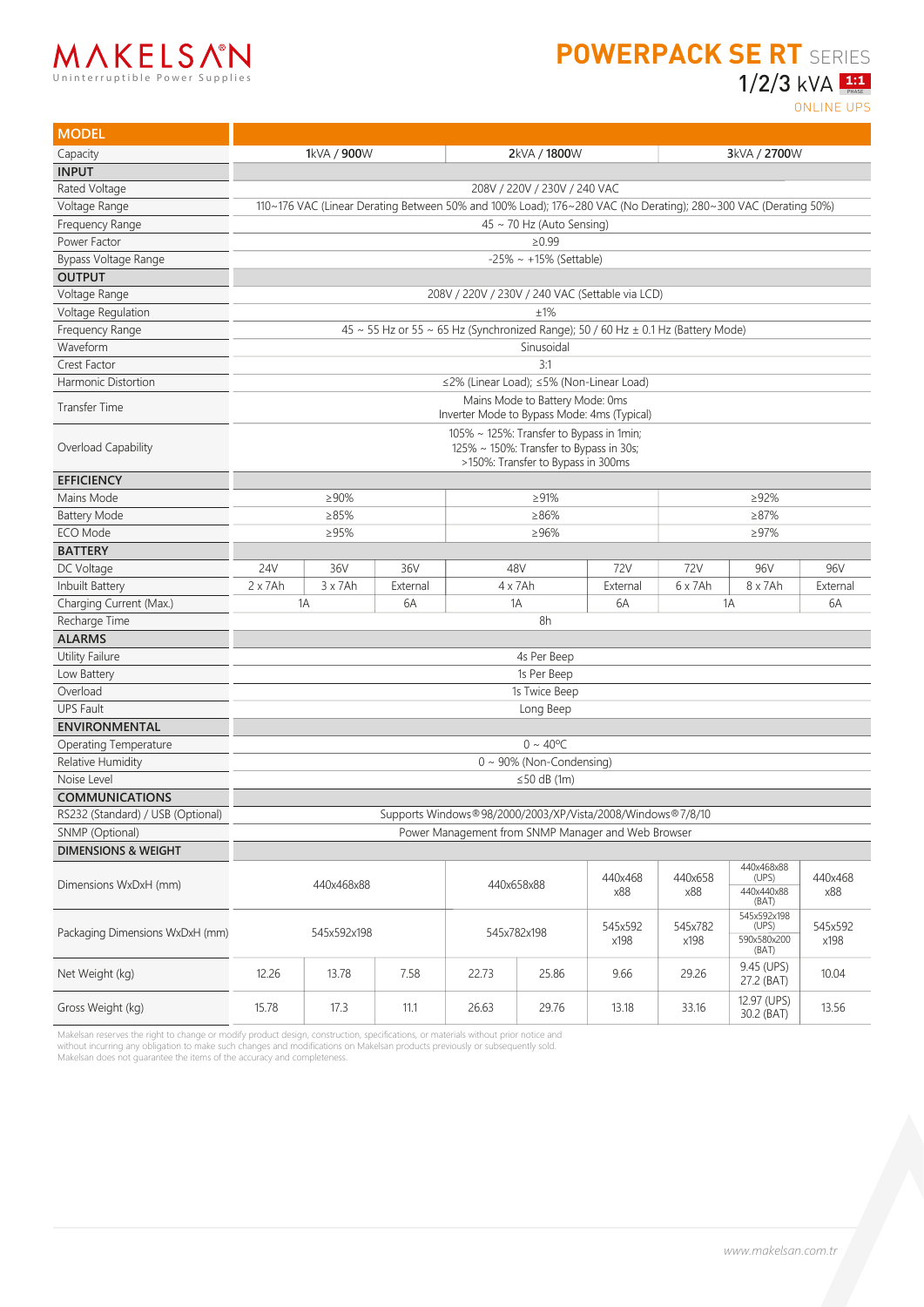MAKELSAN
Uninterruptible Power Supplies

# POWERPACK SE RT SERIES

## 1/2/3 kVA 1:1 PHASE

ONLINE UPS

| MODEL | | | | | | | | | |
|---|---|---|---|---|---|---|---|---|---|
| Capacity | 1kVA / 900W | | | 2kVA / 1800W | | | 3kVA / 2700W | | |
| **INPUT** | | | | | | | | | |
| Rated Voltage | 208V / 220V / 230V / 240 VAC | | | | | | | | |
| Voltage Range | 110~176 VAC (Linear Derating Between 50% and 100% Load); 176~280 VAC (No Derating); 280~300 VAC (Derating 50%) | | | | | | | | |
| Frequency Range | 45 ~ 70 Hz (Auto Sensing) | | | | | | | | |
| Power Factor | ≥0.99 | | | | | | | | |
| Bypass Voltage Range | -25% ~ +15% (Settable) | | | | | | | | |
| **OUTPUT** | | | | | | | | | |
| Voltage Range | 208V / 220V / 230V / 240 VAC (Settable via LCD) | | | | | | | | |
| Voltage Regulation | ±1% | | | | | | | | |
| Frequency Range | 45 ~ 55 Hz or 55 ~ 65 Hz (Synchronized Range); 50 / 60 Hz ± 0.1 Hz (Battery Mode) | | | | | | | | |
| Waveform | Sinusoidal | | | | | | | | |
| Crest Factor | 3:1 | | | | | | | | |
| Harmonic Distortion | ≤2% (Linear Load); ≤5% (Non-Linear Load) | | | | | | | | |
| Transfer Time | Mains Mode to Battery Mode: 0ms<br>Inverter Mode to Bypass Mode: 4ms (Typical) | | | | | | | | |
| Overload Capability | 105% ~ 125%: Transfer to Bypass in 1min;<br>125% ~ 150%: Transfer to Bypass in 30s;<br>>150%: Transfer to Bypass in 300ms | | | | | | | | |
| **EFFICIENCY** | | | | | | | | | |
| Mains Mode | ≥90% | | | ≥91% | | | ≥92% | | |
| Battery Mode | ≥85% | | | ≥86% | | | ≥87% | | |
| ECO Mode | ≥95% | | | ≥96% | | | ≥97% | | |
| **BATTERY** | | | | | | | | | |
| DC Voltage | 24V | 36V | 36V | 48V | | 72V | 72V | 96V | 96V |
| Inbuilt Battery | 2 x 7Ah | 3 x 7Ah | External | 4 x 7Ah | | External | 6 x 7Ah | 8 x 7Ah | External |
| Charging Current (Max.) | 1A | | 6A | 1A | | 6A | 1A | | 6A |
| Recharge Time | 8h | | | | | | | | |
| **ALARMS** | | | | | | | | | |
| Utility Failure | 4s Per Beep | | | | | | | | |
| Low Battery | 1s Per Beep | | | | | | | | |
| Overload | 1s Twice Beep | | | | | | | | |
| UPS Fault | Long Beep | | | | | | | | |
| **ENVIRONMENTAL** | | | | | | | | | |
| Operating Temperature | 0 ~ 40ºC | | | | | | | | |
| Relative Humidity | 0 ~ 90% (Non-Condensing) | | | | | | | | |
| Noise Level | ≤50 dB (1m) | | | | | | | | |
| **COMMUNICATIONS** | | | | | | | | | |
| RS232 (Standard) / USB (Optional) | Supports Windows®98/2000/2003/XP/Vista/2008/Windows®7/8/10 | | | | | | | | |
| SNMP (Optional) | Power Management from SNMP Manager and Web Browser | | | | | | | | |
| **DIMENSIONS & WEIGHT** | | | | | | | | | |
| Dimensions WxDxH (mm) | 440x468x88 | | | 440x658x88 | | 440x468x88 | 440x658x88 | 440x468x88 (UPS)<br>440x440x88 (BAT) | 440x468x88 |
| Packaging Dimensions WxDxH (mm) | 545x592x198 | | | 545x782x198 | | 545x592x198 | 545x782x198 | 545x592x198 (UPS)<br>590x580x200 (BAT) | 545x592x198 |
| Net Weight (kg) | 12.26 | 13.78 | 7.58 | 22.73 | 25.86 | 9.66 | 29.26 | 9.45 (UPS)<br>27.2 (BAT) | 10.04 |
| Gross Weight (kg) | 15.78 | 17.3 | 11.1 | 26.63 | 29.76 | 13.18 | 33.16 | 12.97 (UPS)<br>30.2 (BAT) | 13.56 |

Makelsan reserves the right to change or modify product design, construction, specifications, or materials without prior notice and without incurring any obligation to make such changes and modifications on Makelsan products previously or subsequently sold.
Makelsan does not guarantee the items of the accuracy and completeness.

www.makelsan.com.tr